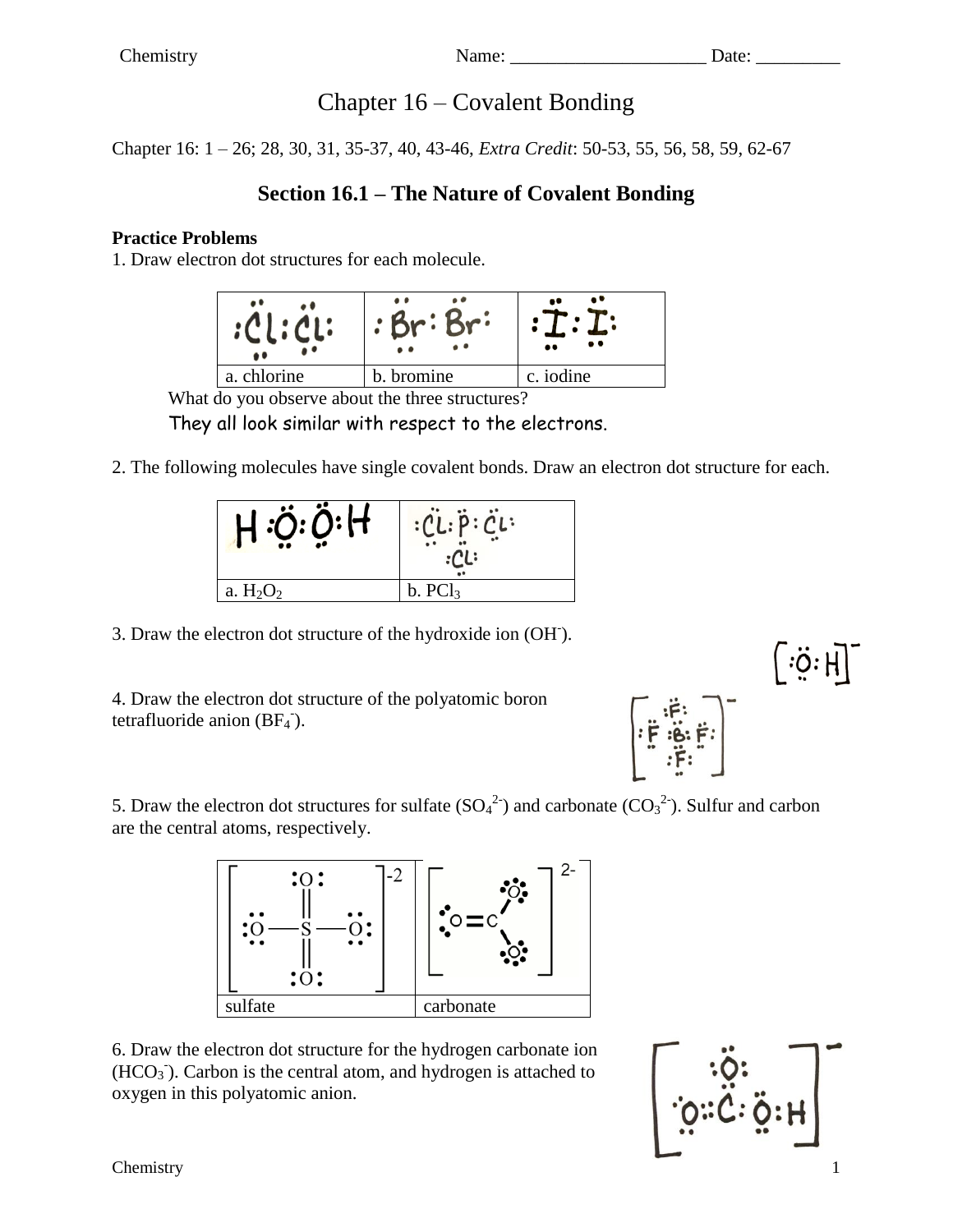Chemistry Name: _____________________ Date: _________

# Chapter 16 – Covalent Bonding

Chapter 16: 1 – 26; 28, 30, 31, 35-37, 40, 43-46, *Extra Credit*: 50-53, 55, 56, 58, 59, 62-67

## Section 16.1 – The Nature of Covalent Bonding

**Practice Problems**

1. Draw electron dot structures for each molecule.

| | | |
|---|---|---|
| a. chlorine | b. bromine | c. iodine |

What do you observe about the three structures?

They all look similar with respect to the electrons.

2. The following molecules have single covalent bonds. Draw an electron dot structure for each.

| | |
|---|---|
| a. $H_2O_2$ | b. $PCl_3$ |

3. Draw the electron dot structure of the hydroxide ion ($OH^-$).

4. Draw the electron dot structure of the polyatomic boron tetrafluoride anion ($BF_4^-$).

5. Draw the electron dot structures for sulfate ($SO_4^{2-}$) and carbonate ($CO_3^{2-}$). Sulfur and carbon are the central atoms, respectively.

| | |
|---|---|
| sulfate | carbonate |

6. Draw the electron dot structure for the hydrogen carbonate ion ($HCO_3^-$). Carbon is the central atom, and hydrogen is attached to oxygen in this polyatomic anion.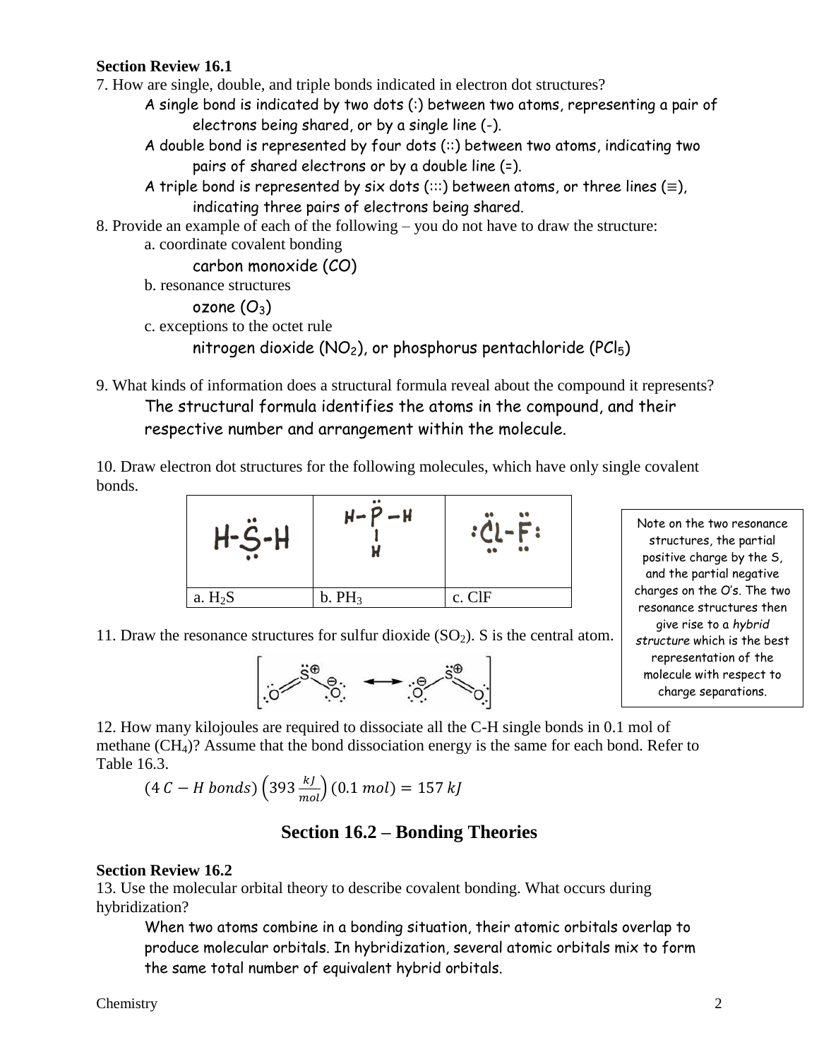**Section Review 16.1**

7. How are single, double, and triple bonds indicated in electron dot structures?

A single bond is indicated by two dots (:) between two atoms, representing a pair of electrons being shared, or by a single line (-).

A double bond is represented by four dots (::) between two atoms, indicating two pairs of shared electrons or by a double line (=).

A triple bond is represented by six dots (:::) between atoms, or three lines (≡), indicating three pairs of electrons being shared.

8. Provide an example of each of the following – you do not have to draw the structure:

a. coordinate covalent bonding

carbon monoxide (CO)

b. resonance structures

ozone ($O_3$)

c. exceptions to the octet rule

nitrogen dioxide ($NO_2$), or phosphorus pentachloride ($PCl_5$)

9. What kinds of information does a structural formula reveal about the compound it represents?

The structural formula identifies the atoms in the compound, and their respective number and arrangement within the molecule.

10. Draw electron dot structures for the following molecules, which have only single covalent bonds.

| H-S̈-H | H-P̈-H (with H below P) | :C̈l-F̈: |
|---|---|---|
| a. $H_2S$ | b. $PH_3$ | c. ClF |

Note on the two resonance structures, the partial positive charge by the S, and the partial negative charges on the O's. The two resonance structures then give rise to a *hybrid structure* which is the best representation of the molecule with respect to charge separations.

11. Draw the resonance structures for sulfur dioxide ($SO_2$). S is the central atom.

[O=S⁺–O⁻ ⟷ ⁻O–S⁺=O]

12. How many kilojoules are required to dissociate all the C-H single bonds in 0.1 mol of methane ($CH_4$)? Assume that the bond dissociation energy is the same for each bond. Refer to Table 16.3.

$$(4\ C-H\ bonds)\left(393\ \frac{kJ}{mol}\right)(0.1\ mol) = 157\ kJ$$

## Section 16.2 – Bonding Theories

**Section Review 16.2**

13. Use the molecular orbital theory to describe covalent bonding. What occurs during hybridization?

When two atoms combine in a bonding situation, their atomic orbitals overlap to produce molecular orbitals. In hybridization, several atomic orbitals mix to form the same total number of equivalent hybrid orbitals.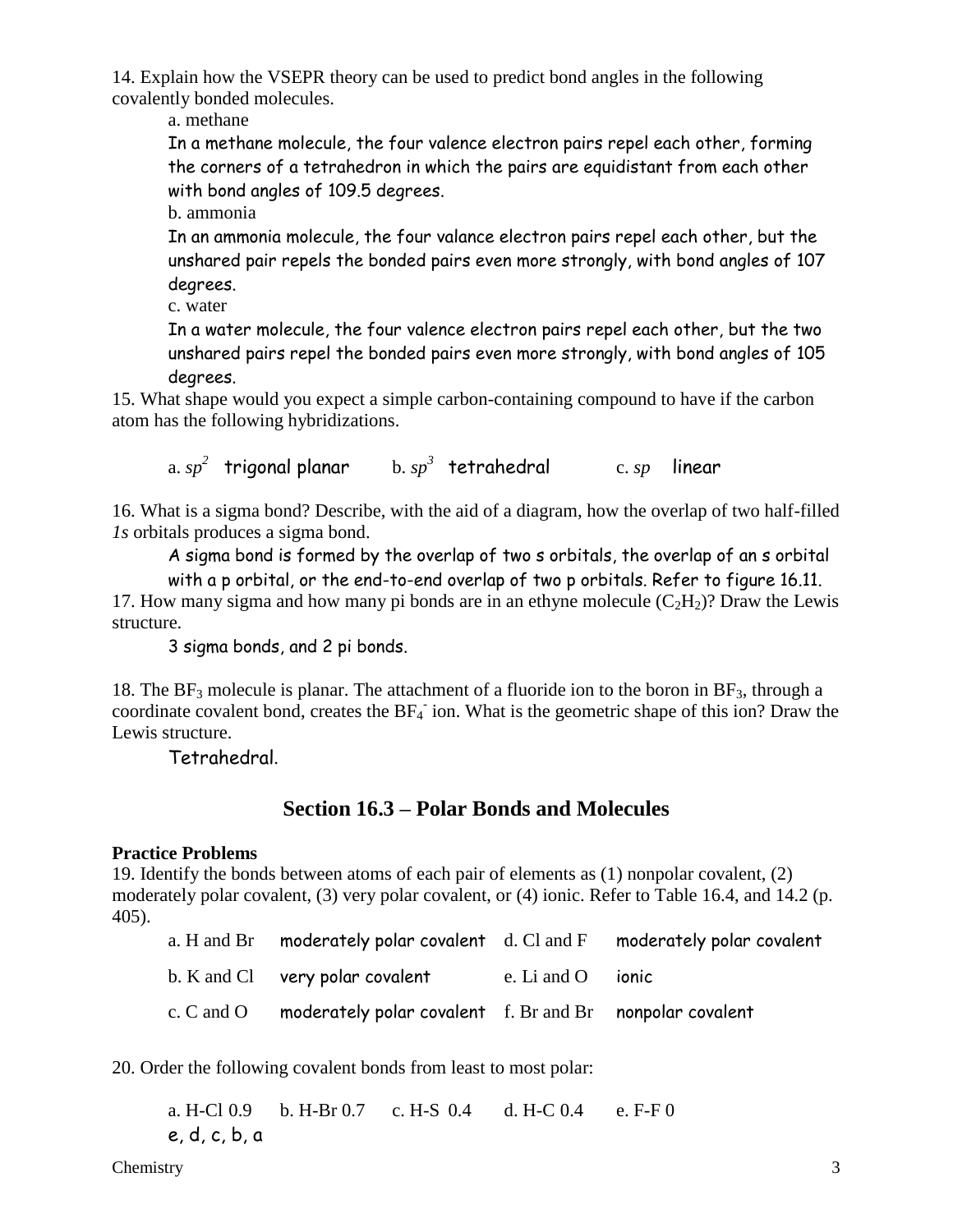14. Explain how the VSEPR theory can be used to predict bond angles in the following covalently bonded molecules.

a. methane

In a methane molecule, the four valence electron pairs repel each other, forming the corners of a tetrahedron in which the pairs are equidistant from each other with bond angles of 109.5 degrees.

b. ammonia

In an ammonia molecule, the four valance electron pairs repel each other, but the unshared pair repels the bonded pairs even more strongly, with bond angles of 107 degrees.

c. water

In a water molecule, the four valence electron pairs repel each other, but the two unshared pairs repel the bonded pairs even more strongly, with bond angles of 105 degrees.

15. What shape would you expect a simple carbon-containing compound to have if the carbon atom has the following hybridizations.

a. $sp^2$ trigonal planar  b. $sp^3$ tetrahedral  c. $sp$ linear

16. What is a sigma bond? Describe, with the aid of a diagram, how the overlap of two half-filled *1s* orbitals produces a sigma bond.

A sigma bond is formed by the overlap of two s orbitals, the overlap of an s orbital with a p orbital, or the end-to-end overlap of two p orbitals. Refer to figure 16.11.

17. How many sigma and how many pi bonds are in an ethyne molecule ($C_2H_2$)? Draw the Lewis structure.

3 sigma bonds, and 2 pi bonds.

18. The $BF_3$ molecule is planar. The attachment of a fluoride ion to the boron in $BF_3$, through a coordinate covalent bond, creates the $BF_4^-$ ion. What is the geometric shape of this ion? Draw the Lewis structure.

Tetrahedral.

## Section 16.3 – Polar Bonds and Molecules

**Practice Problems**

19. Identify the bonds between atoms of each pair of elements as (1) nonpolar covalent, (2) moderately polar covalent, (3) very polar covalent, or (4) ionic. Refer to Table 16.4, and 14.2 (p. 405).

| | | | |
|---|---|---|---|
| a. H and Br | moderately polar covalent | d. Cl and F | moderately polar covalent |
| b. K and Cl | very polar covalent | e. Li and O | ionic |
| c. C and O | moderately polar covalent | f. Br and Br | nonpolar covalent |

20. Order the following covalent bonds from least to most polar:

a. H-Cl 0.9  b. H-Br 0.7  c. H-S 0.4  d. H-C 0.4  e. F-F 0

e, d, c, b, a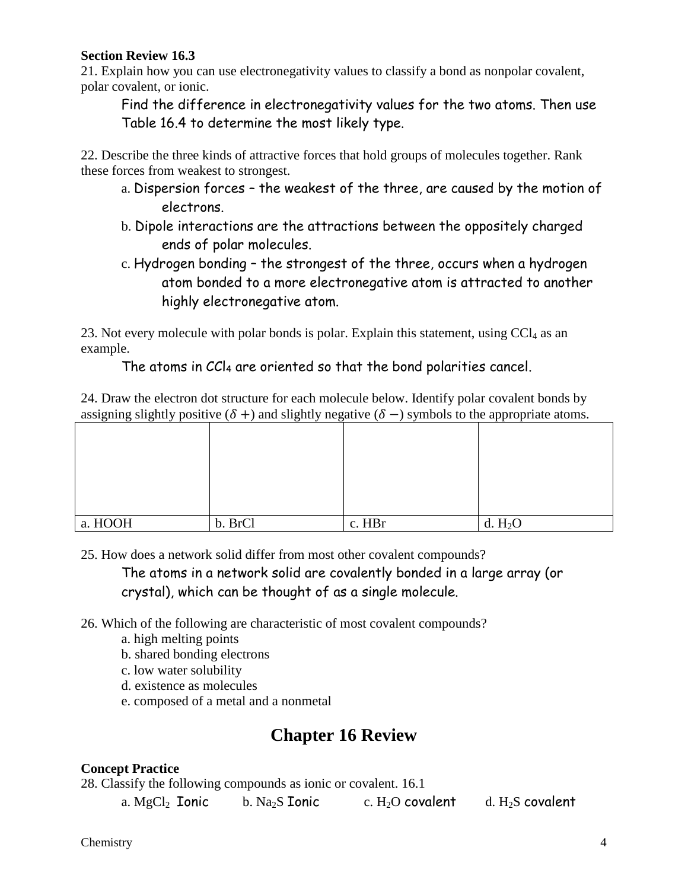**Section Review 16.3**

21. Explain how you can use electronegativity values to classify a bond as nonpolar covalent, polar covalent, or ionic.

Find the difference in electronegativity values for the two atoms. Then use Table 16.4 to determine the most likely type.

22. Describe the three kinds of attractive forces that hold groups of molecules together. Rank these forces from weakest to strongest.

a. Dispersion forces – the weakest of the three, are caused by the motion of electrons.

b. Dipole interactions are the attractions between the oppositely charged ends of polar molecules.

c. Hydrogen bonding – the strongest of the three, occurs when a hydrogen atom bonded to a more electronegative atom is attracted to another highly electronegative atom.

23. Not every molecule with polar bonds is polar. Explain this statement, using $CCl_4$ as an example.

The atoms in $CCl_4$ are oriented so that the bond polarities cancel.

24. Draw the electron dot structure for each molecule below. Identify polar covalent bonds by assigning slightly positive ($\delta +$) and slightly negative ($\delta -$) symbols to the appropriate atoms.

| | | | |
|---|---|---|---|
| | | | |
| a. HOOH | b. BrCl | c. HBr | d. $H_2O$ |

25. How does a network solid differ from most other covalent compounds?

The atoms in a network solid are covalently bonded in a large array (or crystal), which can be thought of as a single molecule.

26. Which of the following are characteristic of most covalent compounds?

a. high melting points
b. shared bonding electrons
c. low water solubility
d. existence as molecules
e. composed of a metal and a nonmetal

## Chapter 16 Review

**Concept Practice**

28. Classify the following compounds as ionic or covalent. 16.1

a. $MgCl_2$ Ionic    b. $Na_2S$ Ionic    c. $H_2O$ covalent    d. $H_2S$ covalent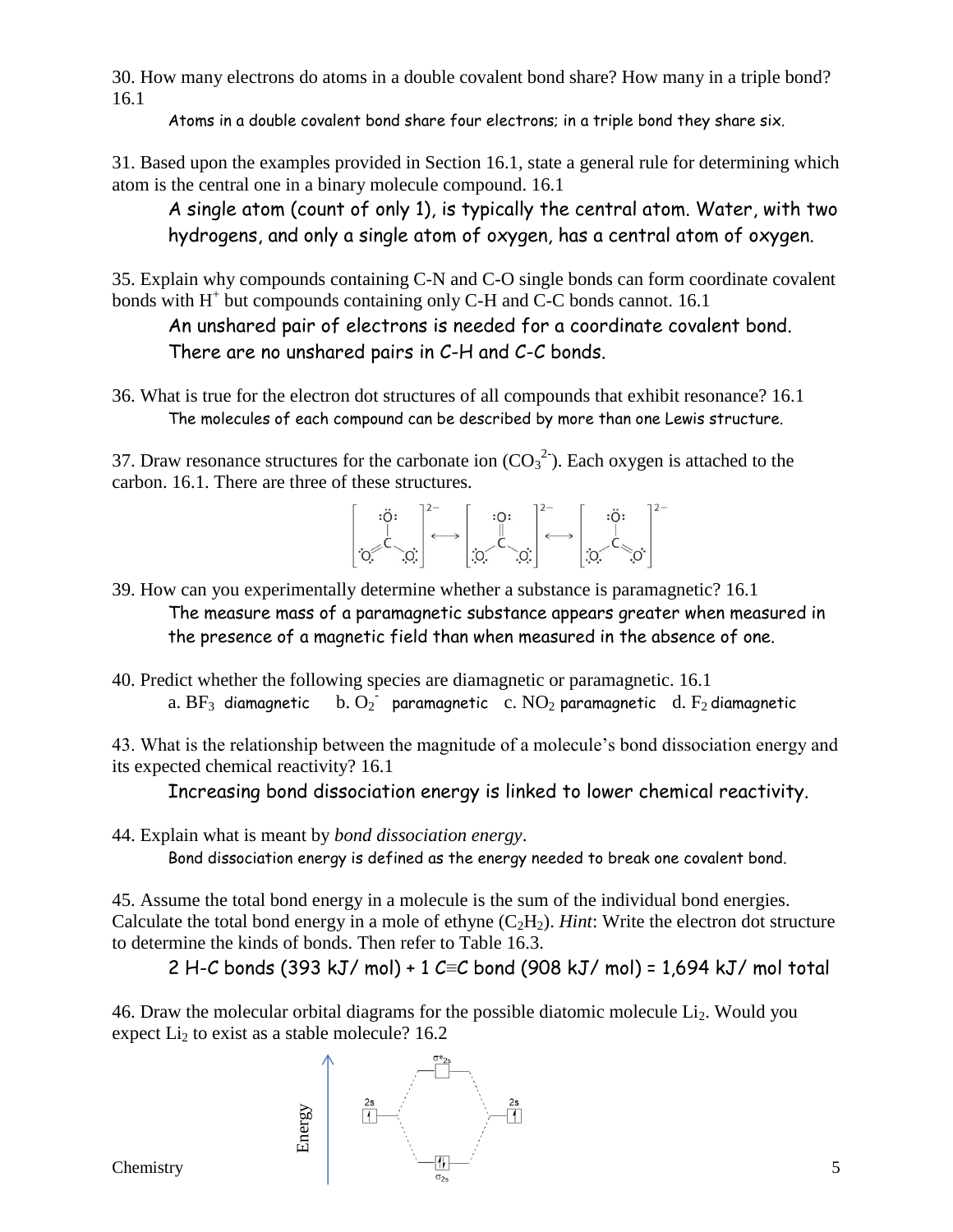30. How many electrons do atoms in a double covalent bond share? How many in a triple bond? 16.1

Atoms in a double covalent bond share four electrons; in a triple bond they share six.

31. Based upon the examples provided in Section 16.1, state a general rule for determining which atom is the central one in a binary molecule compound. 16.1

A single atom (count of only 1), is typically the central atom. Water, with two hydrogens, and only a single atom of oxygen, has a central atom of oxygen.

35. Explain why compounds containing C-N and C-O single bonds can form coordinate covalent bonds with $H^+$ but compounds containing only C-H and C-C bonds cannot. 16.1

An unshared pair of electrons is needed for a coordinate covalent bond. There are no unshared pairs in C-H and C-C bonds.

36. What is true for the electron dot structures of all compounds that exhibit resonance? 16.1

The molecules of each compound can be described by more than one Lewis structure.

37. Draw resonance structures for the carbonate ion ($CO_3^{2-}$). Each oxygen is attached to the carbon. 16.1. There are three of these structures.

39. How can you experimentally determine whether a substance is paramagnetic? 16.1

The measure mass of a paramagnetic substance appears greater when measured in the presence of a magnetic field than when measured in the absence of one.

40. Predict whether the following species are diamagnetic or paramagnetic. 16.1

a. $BF_3$ diamagnetic  b. $O_2^-$ paramagnetic  c. $NO_2$ paramagnetic  d. $F_2$ diamagnetic

43. What is the relationship between the magnitude of a molecule's bond dissociation energy and its expected chemical reactivity? 16.1

Increasing bond dissociation energy is linked to lower chemical reactivity.

44. Explain what is meant by *bond dissociation energy*.

Bond dissociation energy is defined as the energy needed to break one covalent bond.

45. Assume the total bond energy in a molecule is the sum of the individual bond energies. Calculate the total bond energy in a mole of ethyne ($C_2H_2$). *Hint*: Write the electron dot structure to determine the kinds of bonds. Then refer to Table 16.3.

2 H-C bonds (393 kJ/ mol) + 1 C≡C bond (908 kJ/ mol) = 1,694 kJ/ mol total

46. Draw the molecular orbital diagrams for the possible diatomic molecule $Li_2$. Would you expect $Li_2$ to exist as a stable molecule? 16.2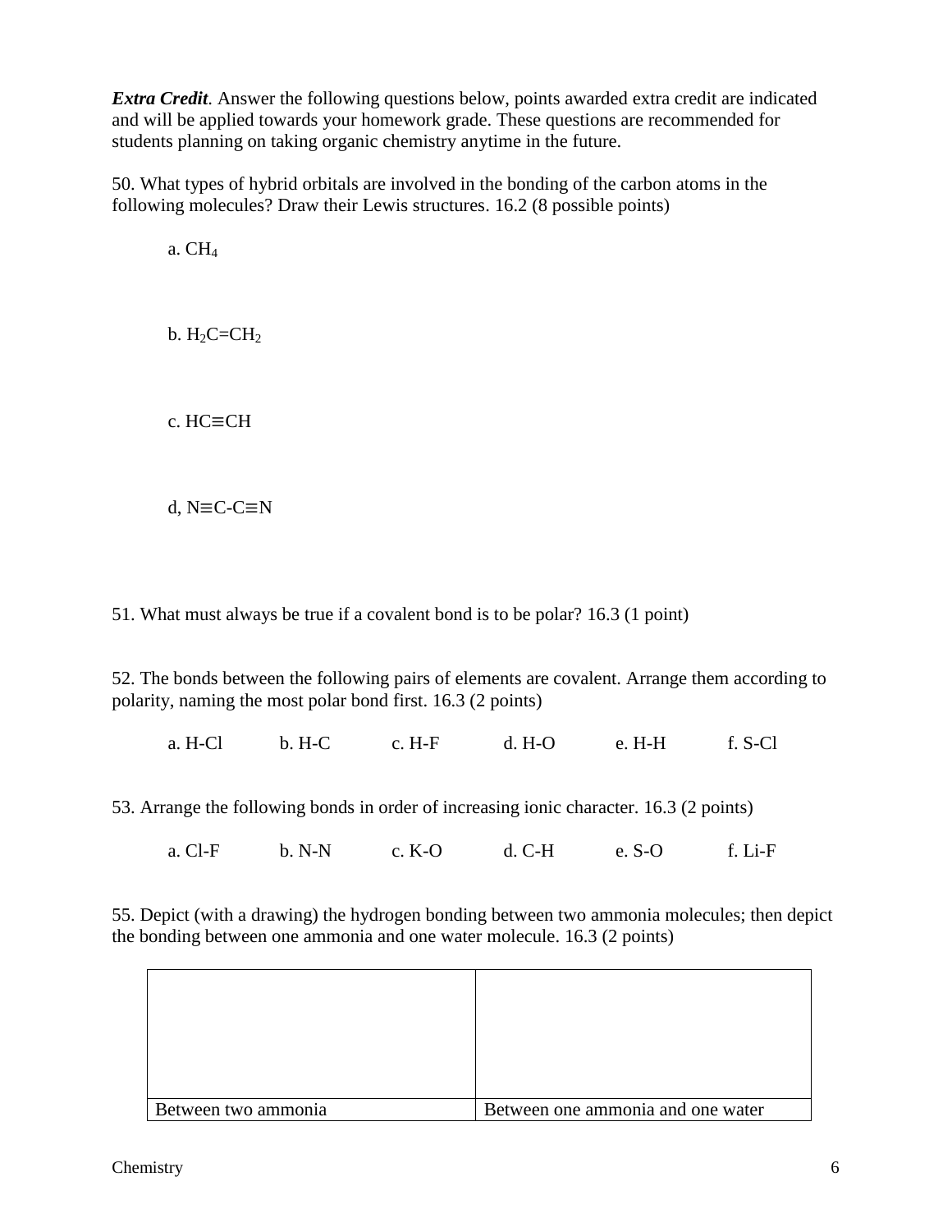***Extra Credit***. Answer the following questions below, points awarded extra credit are indicated and will be applied towards your homework grade. These questions are recommended for students planning on taking organic chemistry anytime in the future.

50. What types of hybrid orbitals are involved in the bonding of the carbon atoms in the following molecules? Draw their Lewis structures. 16.2 (8 possible points)

a. $CH_4$

b. $H_2C=CH_2$

c. $HC\equiv CH$

d, $N\equiv C\text{-}C\equiv N$

51. What must always be true if a covalent bond is to be polar? 16.3 (1 point)

52. The bonds between the following pairs of elements are covalent. Arrange them according to polarity, naming the most polar bond first. 16.3 (2 points)

a. H-Cl   b. H-C   c. H-F   d. H-O   e. H-H   f. S-Cl

53. Arrange the following bonds in order of increasing ionic character. 16.3 (2 points)

a. Cl-F   b. N-N   c. K-O   d. C-H   e. S-O   f. Li-F

55. Depict (with a drawing) the hydrogen bonding between two ammonia molecules; then depict the bonding between one ammonia and one water molecule. 16.3 (2 points)

| | |
|---|---|
| | |
| Between two ammonia | Between one ammonia and one water |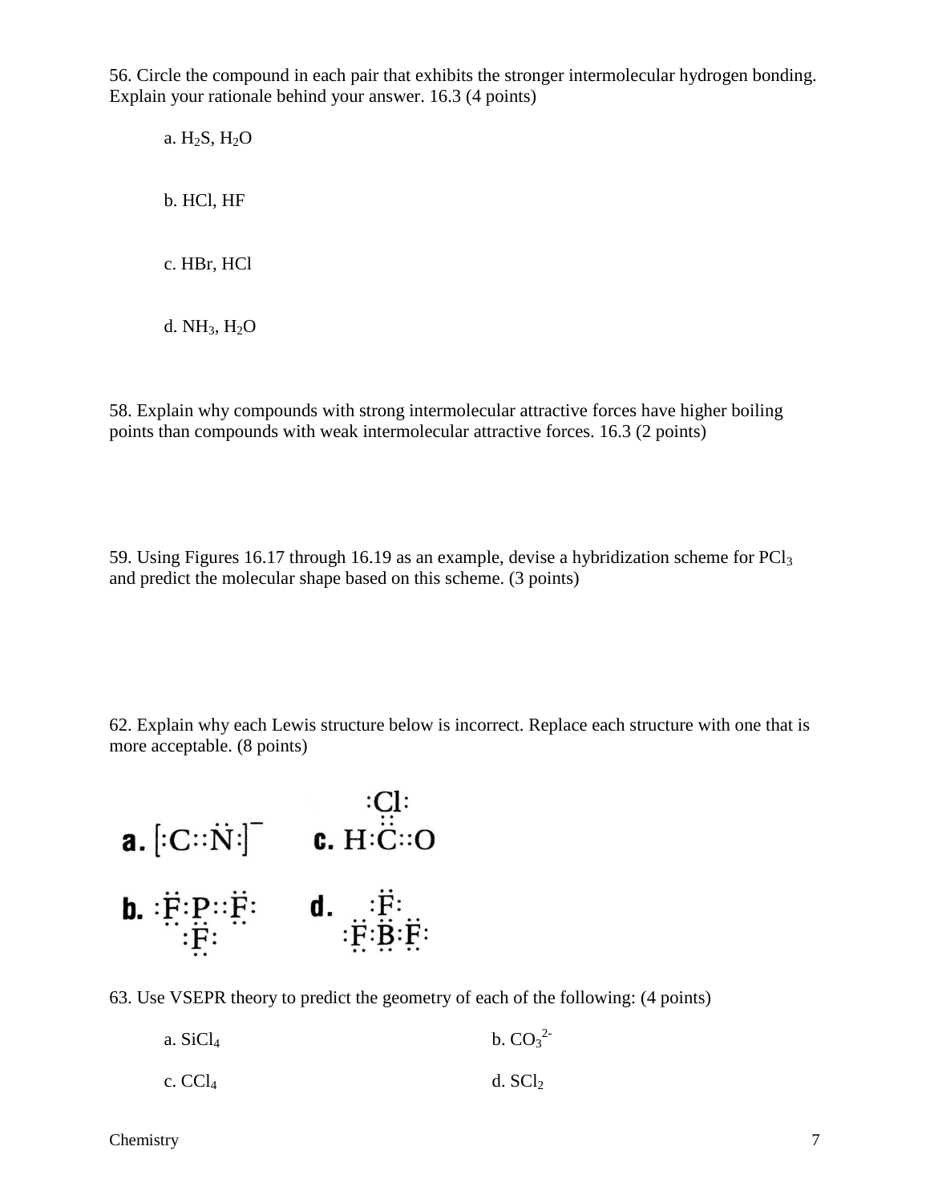56. Circle the compound in each pair that exhibits the stronger intermolecular hydrogen bonding. Explain your rationale behind your answer. 16.3 (4 points)

a. $H_2S$, $H_2O$

b. HCl, HF

c. HBr, HCl

d. $NH_3$, $H_2O$

58. Explain why compounds with strong intermolecular attractive forces have higher boiling points than compounds with weak intermolecular attractive forces. 16.3 (2 points)

59. Using Figures 16.17 through 16.19 as an example, devise a hybridization scheme for $PCl_3$ and predict the molecular shape based on this scheme. (3 points)

62. Explain why each Lewis structure below is incorrect. Replace each structure with one that is more acceptable. (8 points)

a. $[:C::\dot{N}:]^-$

c. H:C::O (with :Cl: bonded to C)

b. :F:P::F: (with :F: bonded to P)

d. :F:B:F: (with :F: bonded to B)

63. Use VSEPR theory to predict the geometry of each of the following: (4 points)

a. $SiCl_4$

b. $CO_3^{2-}$

c. $CCl_4$

d. $SCl_2$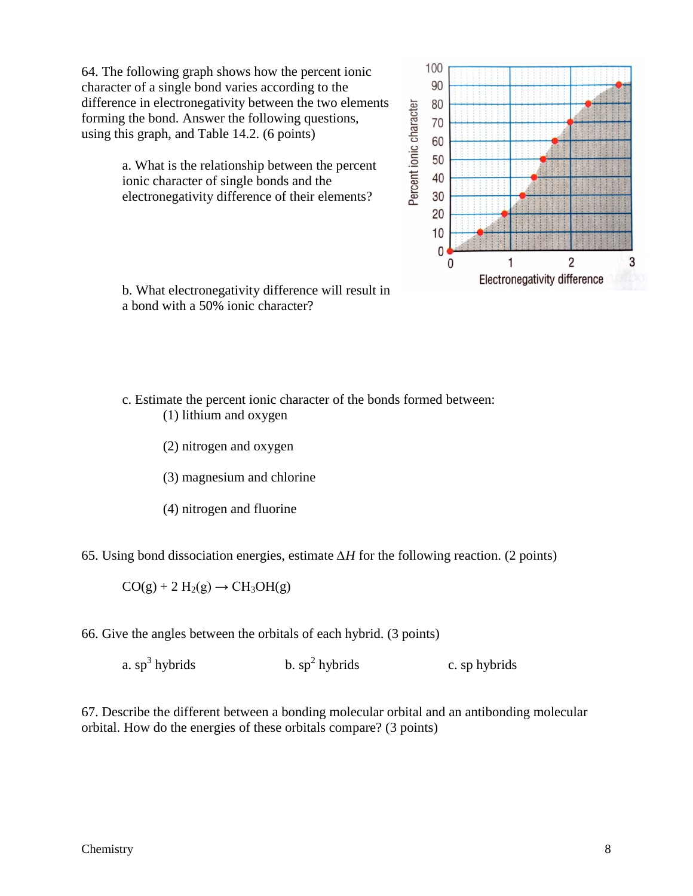64. The following graph shows how the percent ionic character of a single bond varies according to the difference in electronegativity between the two elements forming the bond. Answer the following questions, using this graph, and Table 14.2. (6 points)

Percent ionic character
100
90
80
70
60
50
40
30
20
10
0
0
1
2
3
Electronegativity difference

a. What is the relationship between the percent ionic character of single bonds and the electronegativity difference of their elements?

b. What electronegativity difference will result in a bond with a 50% ionic character?

c. Estimate the percent ionic character of the bonds formed between:

(1) lithium and oxygen

(2) nitrogen and oxygen

(3) magnesium and chlorine

(4) nitrogen and fluorine

65. Using bond dissociation energies, estimate Δ*H* for the following reaction. (2 points)

$CO(g) + 2\ H_2(g) \rightarrow CH_3OH(g)$

66. Give the angles between the orbitals of each hybrid. (3 points)

a. $sp^3$ hybrids

b. $sp^2$ hybrids

c. sp hybrids

67. Describe the different between a bonding molecular orbital and an antibonding molecular orbital. How do the energies of these orbitals compare? (3 points)